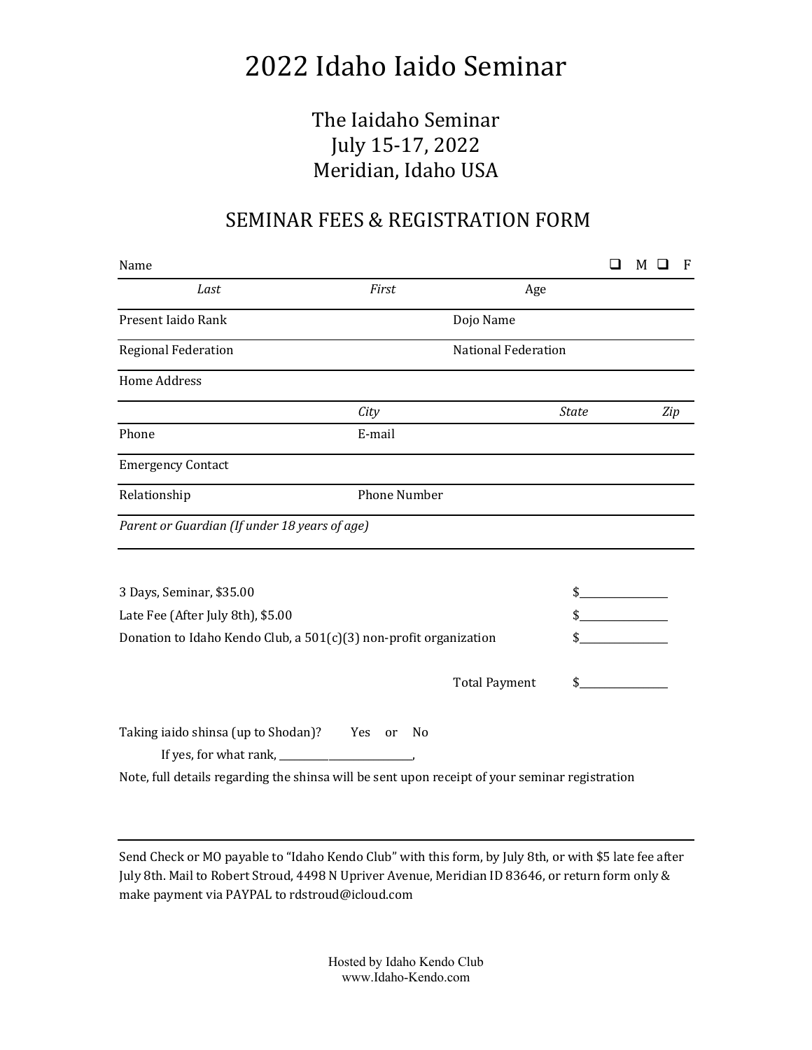# 2022 Idaho Iaido Seminar

## The Iaidaho Seminar
## July 15-17, 2022
## Meridian, Idaho USA

## SEMINAR FEES & REGISTRATION FORM

Name ❑ M ❑ F

*Last* *First* Age

Present Iaido Rank Dojo Name

Regional Federation National Federation

Home Address

*City* *State* *Zip*

Phone E-mail

Emergency Contact

Relationship Phone Number

*Parent or Guardian (If under 18 years of age)*

| | |
|---|---|
| 3 Days, Seminar, $35.00 | $________ |
| Late Fee (After July 8th), $5.00 | $________ |
| Donation to Idaho Kendo Club, a 501(c)(3) non-profit organization | $________ |
| Total Payment | $________ |

Taking iaido shinsa (up to Shodan)? Yes or No

If yes, for what rank, ________________,

Note, full details regarding the shinsa will be sent upon receipt of your seminar registration

---

Send Check or MO payable to "Idaho Kendo Club" with this form, by July 8th, or with $5 late fee after July 8th. Mail to Robert Stroud, 4498 N Upriver Avenue, Meridian ID 83646, or return form only & make payment via PAYPAL to rdstroud@icloud.com

Hosted by Idaho Kendo Club
www.Idaho-Kendo.com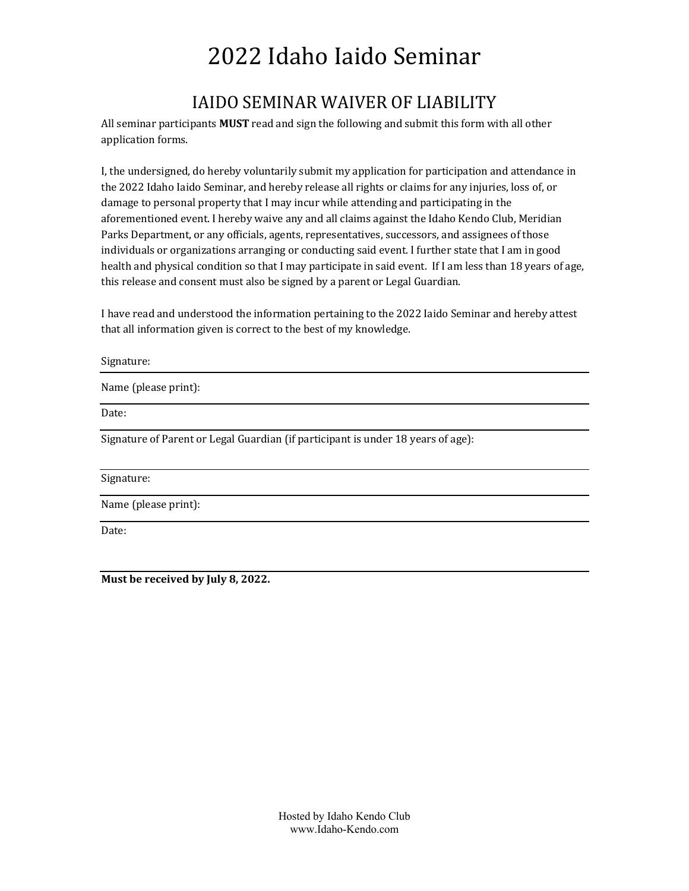# 2022 Idaho Iaido Seminar

## IAIDO SEMINAR WAIVER OF LIABILITY

All seminar participants **MUST** read and sign the following and submit this form with all other application forms.

I, the undersigned, do hereby voluntarily submit my application for participation and attendance in the 2022 Idaho Iaido Seminar, and hereby release all rights or claims for any injuries, loss of, or damage to personal property that I may incur while attending and participating in the aforementioned event. I hereby waive any and all claims against the Idaho Kendo Club, Meridian Parks Department, or any officials, agents, representatives, successors, and assignees of those individuals or organizations arranging or conducting said event. I further state that I am in good health and physical condition so that I may participate in said event. If I am less than 18 years of age, this release and consent must also be signed by a parent or Legal Guardian.

I have read and understood the information pertaining to the 2022 Iaido Seminar and hereby attest that all information given is correct to the best of my knowledge.

Signature: ______________________________

Name (please print): ______________________________

Date: ______________________________

Signature of Parent or Legal Guardian (if participant is under 18 years of age):

______________________________

Signature: ______________________________

Name (please print): ______________________________

Date: ______________________________

**Must be received by July 8, 2022.**

Hosted by Idaho Kendo Club
www.Idaho-Kendo.com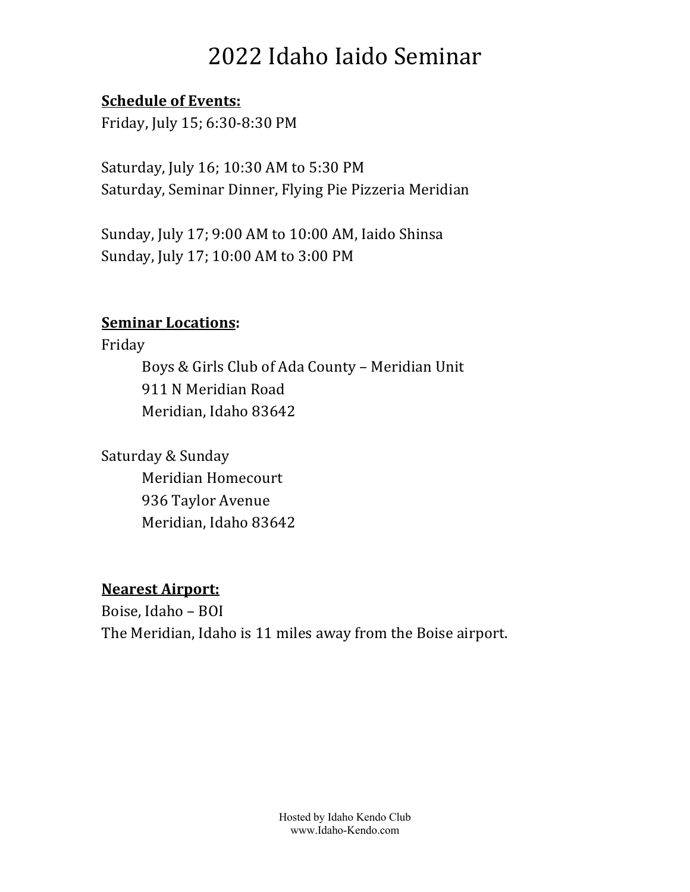# 2022 Idaho Iaido Seminar

**Schedule of Events:**

Friday, July 15; 6:30-8:30 PM

Saturday, July 16; 10:30 AM to 5:30 PM
Saturday, Seminar Dinner, Flying Pie Pizzeria Meridian

Sunday, July 17; 9:00 AM to 10:00 AM, Iaido Shinsa
Sunday, July 17; 10:00 AM to 3:00 PM

**Seminar Locations:**

Friday

Boys & Girls Club of Ada County – Meridian Unit
911 N Meridian Road
Meridian, Idaho 83642

Saturday & Sunday

Meridian Homecourt
936 Taylor Avenue
Meridian, Idaho 83642

**Nearest Airport:**

Boise, Idaho – BOI
The Meridian, Idaho is 11 miles away from the Boise airport.

Hosted by Idaho Kendo Club
www.Idaho-Kendo.com